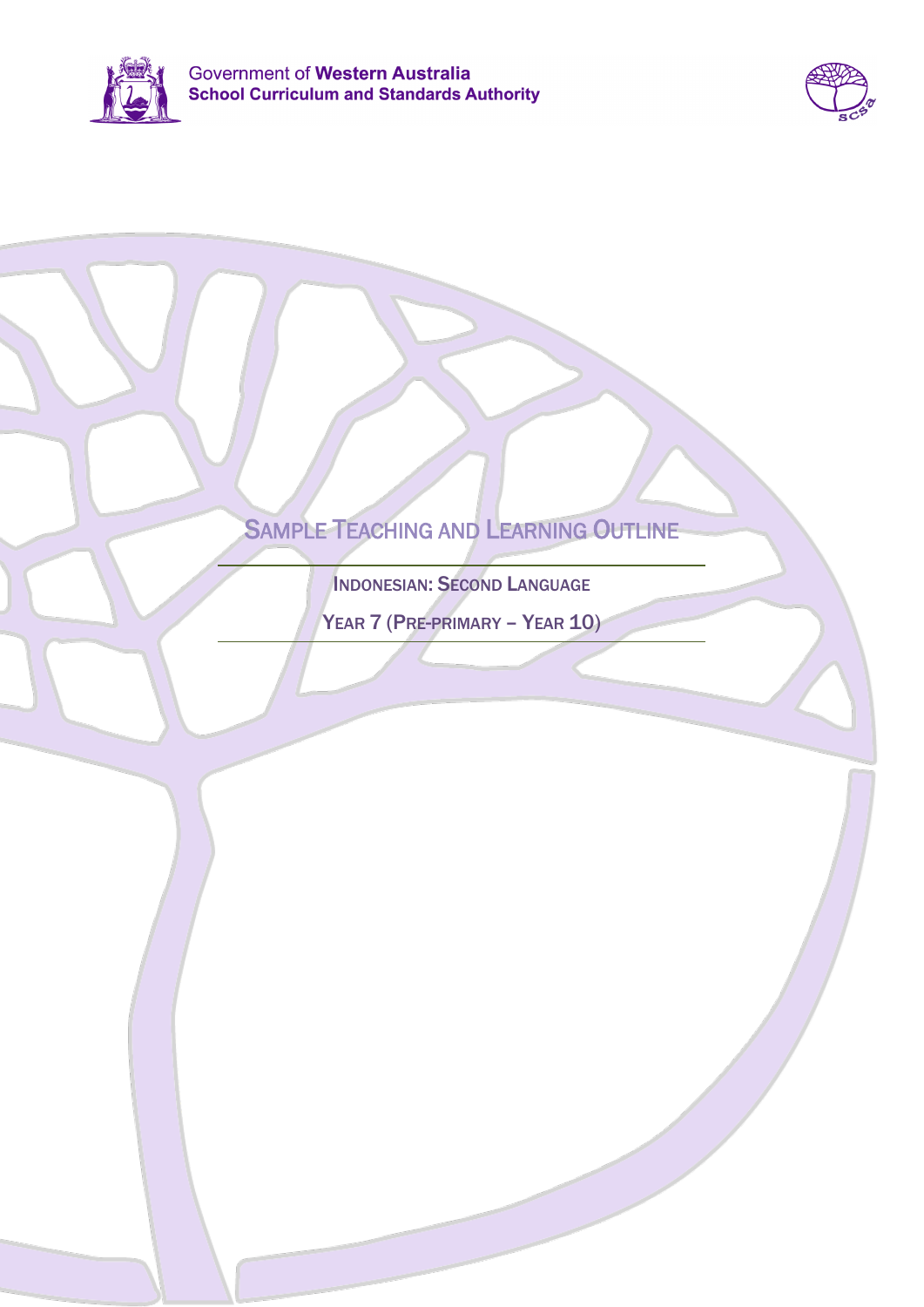Government of **Western Australia**
**School Curriculum and Standards Authority**

# Sample Teaching and Learning Outline

## Indonesian: Second Language

## Year 7 (Pre-primary – Year 10)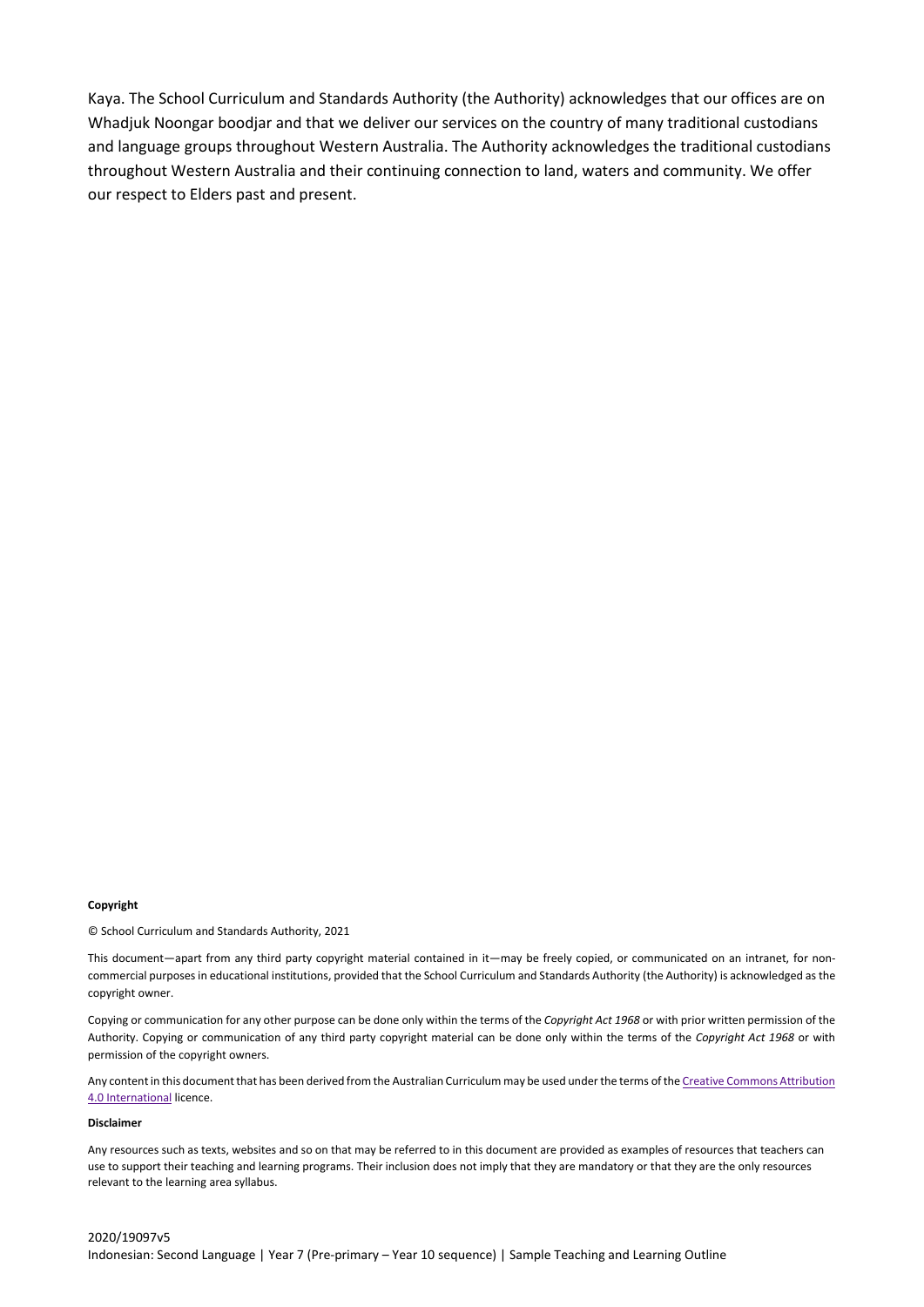Kaya. The School Curriculum and Standards Authority (the Authority) acknowledges that our offices are on Whadjuk Noongar boodjar and that we deliver our services on the country of many traditional custodians and language groups throughout Western Australia. The Authority acknowledges the traditional custodians throughout Western Australia and their continuing connection to land, waters and community. We offer our respect to Elders past and present.

**Copyright**

© School Curriculum and Standards Authority, 2021

This document—apart from any third party copyright material contained in it—may be freely copied, or communicated on an intranet, for non-commercial purposes in educational institutions, provided that the School Curriculum and Standards Authority (the Authority) is acknowledged as the copyright owner.

Copying or communication for any other purpose can be done only within the terms of the *Copyright Act 1968* or with prior written permission of the Authority. Copying or communication of any third party copyright material can be done only within the terms of the *Copyright Act 1968* or with permission of the copyright owners.

Any content in this document that has been derived from the Australian Curriculum may be used under the terms of the Creative Commons Attribution 4.0 International licence.

**Disclaimer**

Any resources such as texts, websites and so on that may be referred to in this document are provided as examples of resources that teachers can use to support their teaching and learning programs. Their inclusion does not imply that they are mandatory or that they are the only resources relevant to the learning area syllabus.

2020/19097v5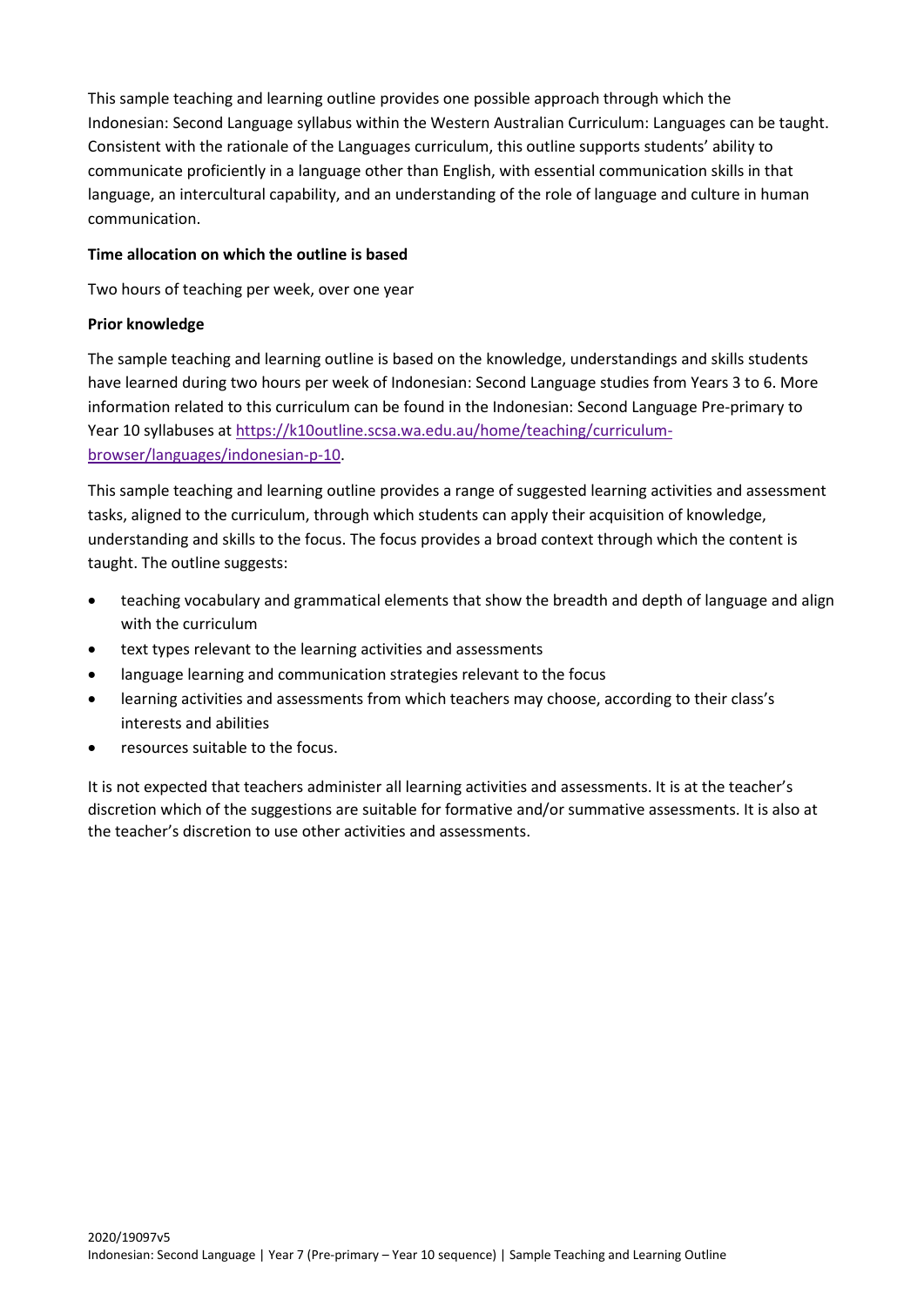This sample teaching and learning outline provides one possible approach through which the Indonesian: Second Language syllabus within the Western Australian Curriculum: Languages can be taught. Consistent with the rationale of the Languages curriculum, this outline supports students' ability to communicate proficiently in a language other than English, with essential communication skills in that language, an intercultural capability, and an understanding of the role of language and culture in human communication.

**Time allocation on which the outline is based**

Two hours of teaching per week, over one year

**Prior knowledge**

The sample teaching and learning outline is based on the knowledge, understandings and skills students have learned during two hours per week of Indonesian: Second Language studies from Years 3 to 6. More information related to this curriculum can be found in the Indonesian: Second Language Pre-primary to Year 10 syllabuses at [https://k10outline.scsa.wa.edu.au/home/teaching/curriculum-browser/languages/indonesian-p-10](https://k10outline.scsa.wa.edu.au/home/teaching/curriculum-browser/languages/indonesian-p-10).

This sample teaching and learning outline provides a range of suggested learning activities and assessment tasks, aligned to the curriculum, through which students can apply their acquisition of knowledge, understanding and skills to the focus. The focus provides a broad context through which the content is taught. The outline suggests:

- teaching vocabulary and grammatical elements that show the breadth and depth of language and align with the curriculum
- text types relevant to the learning activities and assessments
- language learning and communication strategies relevant to the focus
- learning activities and assessments from which teachers may choose, according to their class's interests and abilities
- resources suitable to the focus.

It is not expected that teachers administer all learning activities and assessments. It is at the teacher's discretion which of the suggestions are suitable for formative and/or summative assessments. It is also at the teacher's discretion to use other activities and assessments.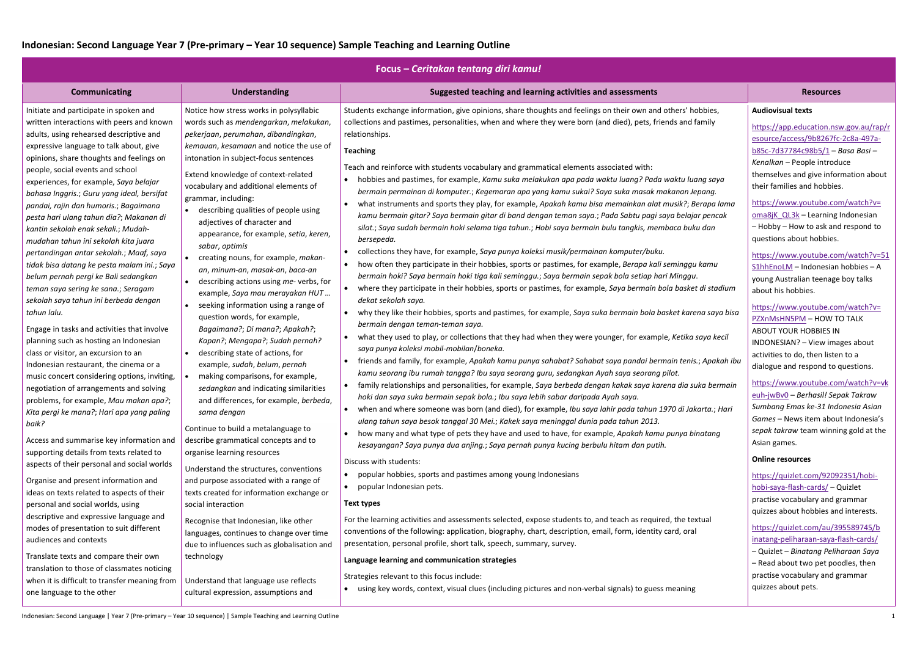# Indonesian: Second Language Year 7 (Pre-primary – Year 10 sequence) Sample Teaching and Learning Outline

## Focus – *Ceritakan tentang diri kamu!*

### Communicating

Initiate and participate in spoken and written interactions with peers and known adults, using rehearsed descriptive and expressive language to talk about, give opinions, share thoughts and feelings on people, social events and school experiences, for example, *Saya belajar bahasa Inggris.*; *Guru yang ideal, bersifat pandai, rajin dan humoris.*; *Bagaimana pesta hari ulang tahun dia?*; *Makanan di kantin sekolah enak sekali.*; *Mudah-mudahan tahun ini sekolah kita juara pertandingan antar sekolah.*; *Maaf, saya tidak bisa datang ke pesta malam ini.*; *Saya belum pernah pergi ke Bali sedangkan teman saya sering ke sana.*; *Seragam sekolah saya tahun ini berbeda dengan tahun lalu.*

Engage in tasks and activities that involve planning such as hosting an Indonesian class or visitor, an excursion to an Indonesian restaurant, the cinema or a music concert considering options, inviting, negotiation of arrangements and solving problems, for example, *Mau makan apa?*; *Kita pergi ke mana?*; *Hari apa yang paling baik?*

Access and summarise key information and supporting details from texts related to aspects of their personal and social worlds

Organise and present information and ideas on texts related to aspects of their personal and social worlds, using descriptive and expressive language and modes of presentation to suit different audiences and contexts

Translate texts and compare their own translation to those of classmates noticing when it is difficult to transfer meaning from one language to the other

### Understanding

Notice how stress works in polysyllabic words such as *mendengarkan*, *melakukan*, *pekerjaan*, *perumahan*, *dibandingkan*, *kemauan*, *kesamaan* and notice the use of intonation in subject-focus sentences

Extend knowledge of context-related vocabulary and additional elements of grammar, including:

- describing qualities of people using adjectives of character and appearance, for example, *setia*, *keren*, *sabar*, *optimis*
- creating nouns, for example, *makan-an*, *minum-an*, *masak-an*, *baca-an*
- describing actions using *me-* verbs, for example, *Saya mau merayakan HUT …*
- seeking information using a range of question words, for example, *Bagaimana?*; *Di mana?*; *Apakah?*; *Kapan?*; *Mengapa?*; *Sudah pernah?*
- describing state of actions, for example, *sudah*, *belum*, *pernah*
- making comparisons, for example, *sedangkan* and indicating similarities and differences, for example, *berbeda*, *sama dengan*

Continue to build a metalanguage to describe grammatical concepts and to organise learning resources

Understand the structures, conventions and purpose associated with a range of texts created for information exchange or social interaction

Recognise that Indonesian, like other languages, continues to change over time due to influences such as globalisation and technology

Understand that language use reflects cultural expression, assumptions and

### Suggested teaching and learning activities and assessments

Students exchange information, give opinions, share thoughts and feelings on their own and others' hobbies, collections and pastimes, personalities, when and where they were born (and died), pets, friends and family relationships.

**Teaching**

Teach and reinforce with students vocabulary and grammatical elements associated with:

- hobbies and pastimes, for example, *Kamu suka melakukan apa pada waktu luang? Pada waktu luang saya bermain permainan di komputer.*; *Kegemaran apa yang kamu sukai? Saya suka masak makanan Jepang.*
- what instruments and sports they play, for example, *Apakah kamu bisa memainkan alat musik?*; *Berapa lama kamu bermain gitar? Saya bermain gitar di band dengan teman saya.*; *Pada Sabtu pagi saya belajar pencak silat.*; *Saya sudah bermain hoki selama tiga tahun.*; *Hobi saya bermain bulu tangkis, membaca buku dan bersepeda.*
- collections they have, for example, *Saya punya koleksi musik/permainan komputer/buku.*
- how often they participate in their hobbies, sports or pastimes, for example, *Berapa kali seminggu kamu bermain hoki? Saya bermain hoki tiga kali seminggu.*; *Saya bermain sepak bola setiap hari Minggu.*
- where they participate in their hobbies, sports or pastimes, for example, *Saya bermain bola basket di stadium dekat sekolah saya.*
- why they like their hobbies, sports and pastimes, for example, *Saya suka bermain bola basket karena saya bisa bermain dengan teman-teman saya.*
- what they used to play, or collections that they had when they were younger, for example, *Ketika saya kecil saya punya koleksi mobil-mobilan/boneka.*
- friends and family, for example, *Apakah kamu punya sahabat? Sahabat saya pandai bermain tenis.*; *Apakah ibu kamu seorang ibu rumah tangga? Ibu saya seorang guru, sedangkan Ayah saya seorang pilot.*
- family relationships and personalities, for example, *Saya berbeda dengan kakak saya karena dia suka bermain hoki dan saya suka bermain sepak bola.*; *Ibu saya lebih sabar daripada Ayah saya.*
- when and where someone was born (and died), for example, *Ibu saya lahir pada tahun 1970 di Jakarta.*; *Hari ulang tahun saya besok tanggal 30 Mei.*; *Kakek saya meninggal dunia pada tahun 2013.*
- how many and what type of pets they have and used to have, for example, *Apakah kamu punya binatang kesayangan? Saya punya dua anjing.*; *Saya pernah punya kucing berbulu hitam dan putih.*

Discuss with students:

- popular hobbies, sports and pastimes among young Indonesians
- popular Indonesian pets.

**Text types**

For the learning activities and assessments selected, expose students to, and teach as required, the textual conventions of the following: application, biography, chart, description, email, form, identity card, oral presentation, personal profile, short talk, speech, summary, survey.

**Language learning and communication strategies**

Strategies relevant to this focus include:

- using key words, context, visual clues (including pictures and non-verbal signals) to guess meaning

### Resources

**Audiovisual texts**

https://app.education.nsw.gov.au/rap/resource/access/9b8267fc-2c8a-497a-b85c-7d37784c98b5/1 – *Basa Basi – Kenalkan* – People introduce themselves and give information about their families and hobbies.

https://www.youtube.com/watch?v=oma8jK_QL3k – Learning Indonesian – How to ask and respond to questions about hobbies.

https://www.youtube.com/watch?v=51S1hhEnoLM – Indonesian hobbies – A young Australian teenage boy talks about his hobbies.

https://www.youtube.com/watch?v=PZXnMsHN5PM – HOW TO TALK ABOUT YOUR HOBBIES IN INDONESIAN? – View images about activities to do, then listen to a dialogue and respond to questions.

https://www.youtube.com/watch?v=vkeuh-jwBv0 – *Berhasil! Sepak Takraw Sumbang Emas ke-31 Indonesia Asian Games* – News item about Indonesia's *sepak takraw* team winning gold at the Asian games.

**Online resources**

https://quizlet.com/92092351/hobi-hobi-saya-flash-cards/ – Quizlet practise vocabulary and grammar quizzes about hobbies and interests.

https://quizlet.com/au/395589745/binatang-peliharaan-saya-flash-cards/ – Quizlet – *Binatang Peliharaan Saya* – Read about two pet poodles, then practise vocabulary and grammar quizzes about pets.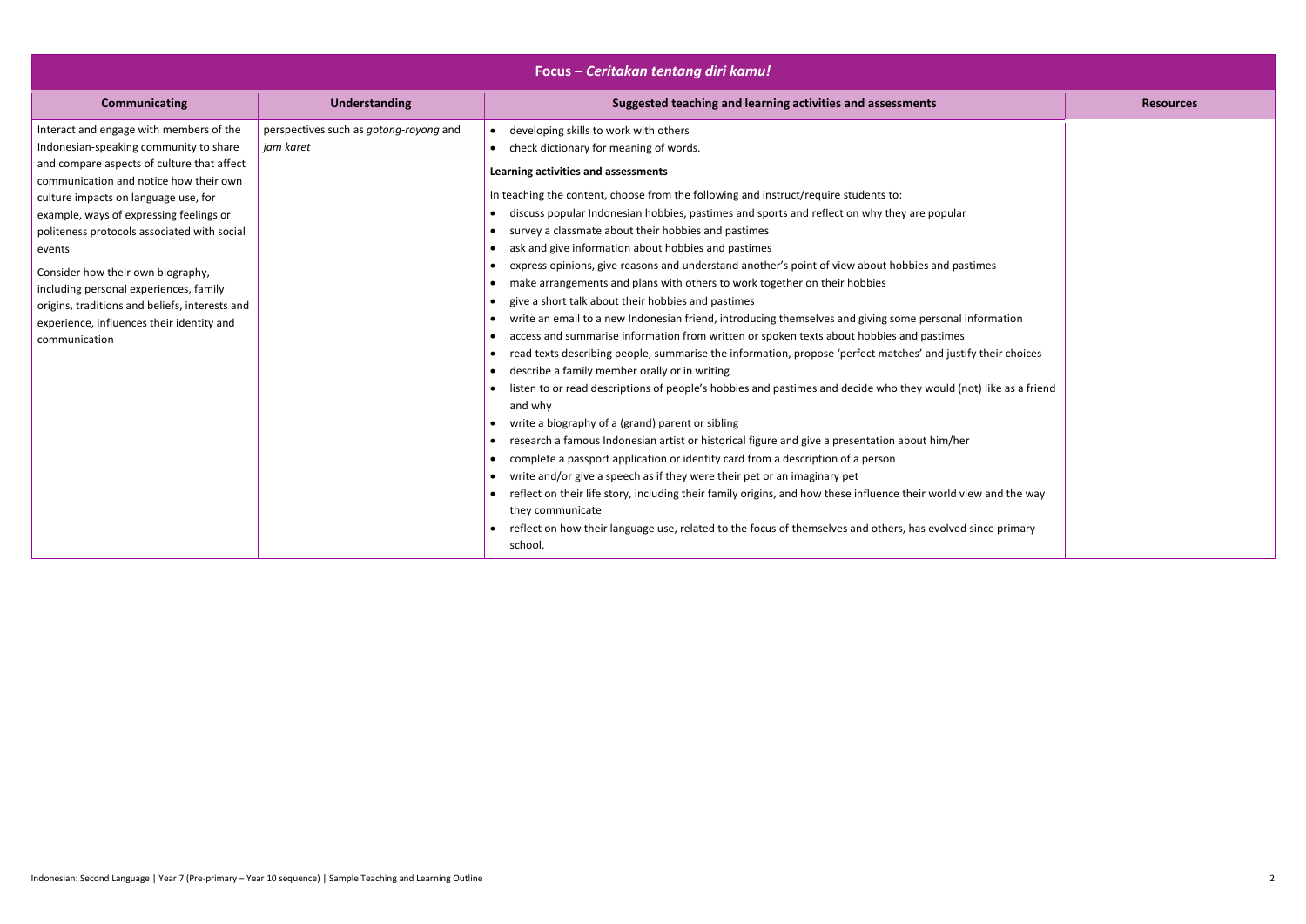| Focus – *Ceritakan tentang diri kamu!* | | | |
|---|---|---|---|
| **Communicating** | **Understanding** | **Suggested teaching and learning activities and assessments** | **Resources** |
| Interact and engage with members of the Indonesian-speaking community to share and compare aspects of culture that affect communication and notice how their own culture impacts on language use, for example, ways of expressing feelings or politeness protocols associated with social events<br><br>Consider how their own biography, including personal experiences, family origins, traditions and beliefs, interests and experience, influences their identity and communication | perspectives such as *gotong-royong* and *jam karet* | • developing skills to work with others<br>• check dictionary for meaning of words.<br><br>**Learning activities and assessments**<br><br>In teaching the content, choose from the following and instruct/require students to:<br>• discuss popular Indonesian hobbies, pastimes and sports and reflect on why they are popular<br>• survey a classmate about their hobbies and pastimes<br>• ask and give information about hobbies and pastimes<br>• express opinions, give reasons and understand another's point of view about hobbies and pastimes<br>• make arrangements and plans with others to work together on their hobbies<br>• give a short talk about their hobbies and pastimes<br>• write an email to a new Indonesian friend, introducing themselves and giving some personal information<br>• access and summarise information from written or spoken texts about hobbies and pastimes<br>• read texts describing people, summarise the information, propose 'perfect matches' and justify their choices<br>• describe a family member orally or in writing<br>• listen to or read descriptions of people's hobbies and pastimes and decide who they would (not) like as a friend and why<br>• write a biography of a (grand) parent or sibling<br>• research a famous Indonesian artist or historical figure and give a presentation about him/her<br>• complete a passport application or identity card from a description of a person<br>• write and/or give a speech as if they were their pet or an imaginary pet<br>• reflect on their life story, including their family origins, and how these influence their world view and the way they communicate<br>• reflect on how their language use, related to the focus of themselves and others, has evolved since primary school. | |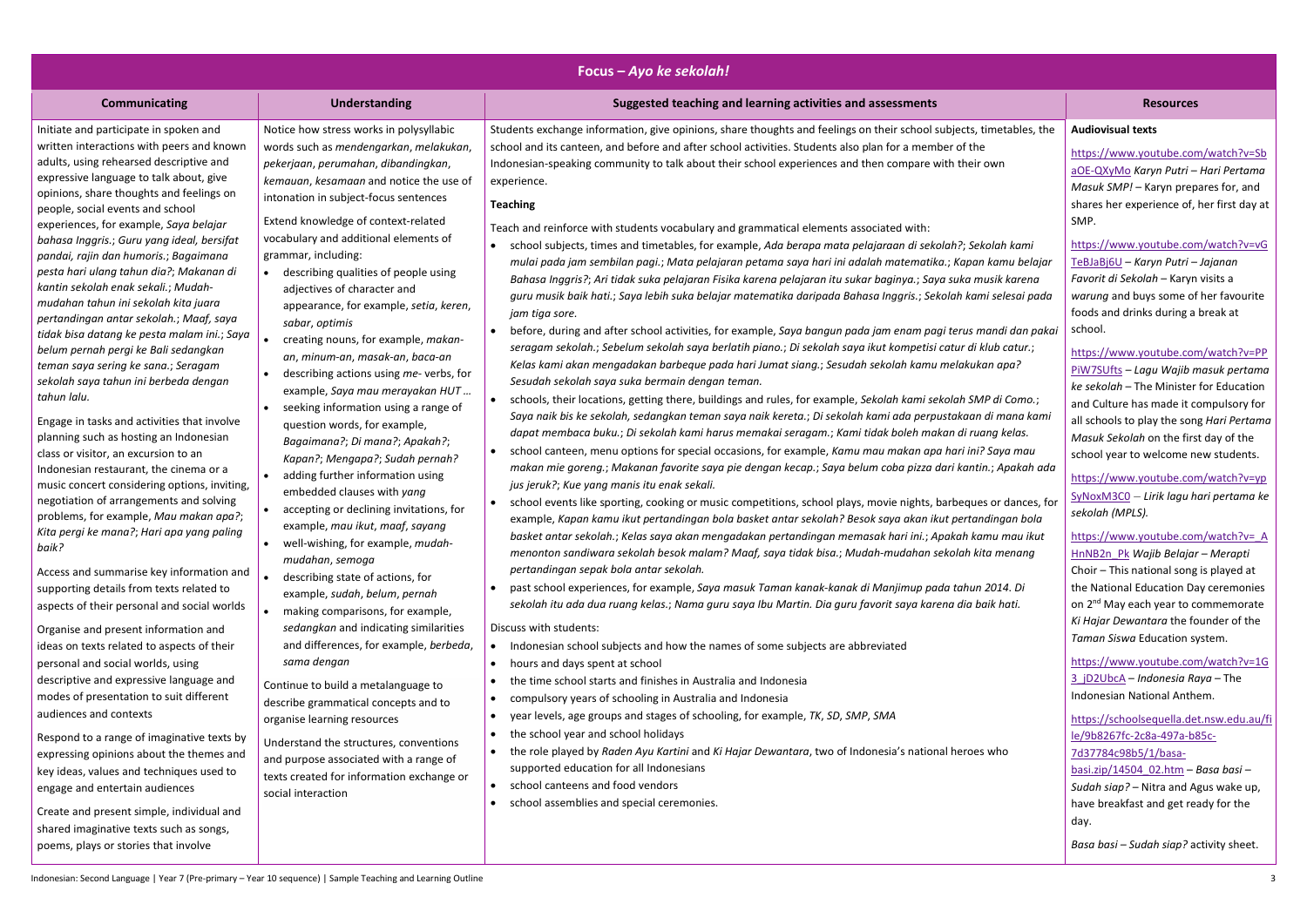# Focus – *Ayo ke sekolah!*

| Communicating | Understanding | Suggested teaching and learning activities and assessments | Resources |
|---|---|---|---|
| Initiate and participate in spoken and written interactions with peers and known adults, using rehearsed descriptive and expressive language to talk about, give opinions, share thoughts and feelings on people, social events and school experiences, for example, *Saya belajar bahasa Inggris.*; *Guru yang ideal, bersifat pandai, rajin dan humoris.*; *Bagaimana pesta hari ulang tahun dia?*; *Makanan di kantin sekolah enak sekali.*; *Mudah-mudahan tahun ini sekolah kita juara pertandingan antar sekolah.*; *Maaf, saya tidak bisa datang ke pesta malam ini.*; *Saya belum pernah pergi ke Bali sedangkan teman saya sering ke sana.*; *Seragam sekolah saya tahun ini berbeda dengan tahun lalu.*<br><br>Engage in tasks and activities that involve planning such as hosting an Indonesian class or visitor, an excursion to an Indonesian restaurant, the cinema or a music concert considering options, inviting, negotiation of arrangements and solving problems, for example, *Mau makan apa?*; *Kita pergi ke mana?*; *Hari apa yang paling baik?*<br><br>Access and summarise key information and supporting details from texts related to aspects of their personal and social worlds<br><br>Organise and present information and ideas on texts related to aspects of their personal and social worlds, using descriptive and expressive language and modes of presentation to suit different audiences and contexts<br><br>Respond to a range of imaginative texts by expressing opinions about the themes and key ideas, values and techniques used to engage and entertain audiences<br><br>Create and present simple, individual and shared imaginative texts such as songs, poems, plays or stories that involve | Notice how stress works in polysyllabic words such as *mendengarkan*, *melakukan*, *pekerjaan*, *perumahan*, *dibandingkan*, *kemauan*, *kesamaan* and notice the use of intonation in subject-focus sentences<br><br>Extend knowledge of context-related vocabulary and additional elements of grammar, including:<br>• describing qualities of people using adjectives of character and appearance, for example, *setia*, *keren*, *sabar*, *optimis*<br>• creating nouns, for example, *makan-an*, *minum-an*, *masak-an*, *baca-an*<br>• describing actions using *me-* verbs, for example, *Saya mau merayakan HUT …*<br>• seeking information using a range of question words, for example, *Bagaimana?*; *Di mana?*; *Apakah?*; *Kapan?*; *Mengapa?*; *Sudah pernah?*<br>• adding further information using embedded clauses with *yang*<br>• accepting or declining invitations, for example, *mau ikut*, *maaf*, *sayang*<br>• well-wishing, for example, *mudah-mudahan*, *semoga*<br>• describing state of actions, for example, *sudah*, *belum*, *pernah*<br>• making comparisons, for example, *sedangkan* and indicating similarities and differences, for example, *berbeda*, *sama dengan*<br><br>Continue to build a metalanguage to describe grammatical concepts and to organise learning resources<br><br>Understand the structures, conventions and purpose associated with a range of texts created for information exchange or social interaction | Students exchange information, give opinions, share thoughts and feelings on their school subjects, timetables, the school and its canteen, and before and after school activities. Students also plan for a member of the Indonesian-speaking community to talk about their school experiences and then compare with their own experience.<br><br>**Teaching**<br><br>Teach and reinforce with students vocabulary and grammatical elements associated with:<br>• school subjects, times and timetables, for example, *Ada berapa mata pelajaraan di sekolah?*; *Sekolah kami mulai pada jam sembilan pagi.*; *Mata pelajaran petama saya hari ini adalah matematika.*; *Kapan kamu belajar Bahasa Inggris?*; *Ari tidak suka pelajaran Fisika karena pelajaran itu sukar baginya.*; *Saya suka musik karena guru musik baik hati.*; *Saya lebih suka belajar matematika daripada Bahasa Inggris.*; *Sekolah kami selesai pada jam tiga sore.*<br>• before, during and after school activities, for example, *Saya bangun pada jam enam pagi terus mandi dan pakai seragam sekolah.*; *Sebelum sekolah saya berlatih piano.*; *Di sekolah saya ikut kompetisi catur di klub catur.*; *Kelas kami akan mengadakan barbeque pada hari Jumat siang.*; *Sesudah sekolah kamu melakukan apa? Sesudah sekolah saya suka bermain dengan teman.*<br>• schools, their locations, getting there, buildings and rules, for example, *Sekolah kami sekolah SMP di Como.*; *Saya naik bis ke sekolah, sedangkan teman saya naik kereta.*; *Di sekolah kami ada perpustakaan di mana kami dapat membaca buku.*; *Di sekolah kami harus memakai seragam.*; *Kami tidak boleh makan di ruang kelas.*<br>• school canteen, menu options for special occasions, for example, *Kamu mau makan apa hari ini? Saya mau makan mie goreng.*; *Makanan favorite saya pie dengan kecap.*; *Saya belum coba pizza dari kantin.*; *Apakah ada jus jeruk?*; *Kue yang manis itu enak sekali.*<br>• school events like sporting, cooking or music competitions, school plays, movie nights, barbeques or dances, for example, *Kapan kamu ikut pertandingan bola basket antar sekolah? Besok saya akan ikut pertandingan bola basket antar sekolah.*; *Kelas saya akan mengadakan pertandingan memasak hari ini.*; *Apakah kamu mau ikut menonton sandiwara sekolah besok malam? Maaf, saya tidak bisa.*; *Mudah-mudahan sekolah kita menang pertandingan sepak bola antar sekolah.*<br>• past school experiences, for example, *Saya masuk Taman kanak-kanak di Manjimup pada tahun 2014. Di sekolah itu ada dua ruang kelas.*; *Nama guru saya Ibu Martin. Dia guru favorit saya karena dia baik hati.*<br><br>Discuss with students:<br>• Indonesian school subjects and how the names of some subjects are abbreviated<br>• hours and days spent at school<br>• the time school starts and finishes in Australia and Indonesia<br>• compulsory years of schooling in Australia and Indonesia<br>• year levels, age groups and stages of schooling, for example, *TK*, *SD*, *SMP*, *SMA*<br>• the school year and school holidays<br>• the role played by *Raden Ayu Kartini* and *Ki Hajar Dewantara*, two of Indonesia's national heroes who supported education for all Indonesians<br>• school canteens and food vendors<br>• school assemblies and special ceremonies. | **Audiovisual texts**<br><br>https://www.youtube.com/watch?v=SbaOE-QXyMo *Karyn Putri – Hari Pertama Masuk SMP!* – Karyn prepares for, and shares her experience of, her first day at SMP.<br><br>https://www.youtube.com/watch?v=vGTeBJaBj6U – *Karyn Putri – Jajanan Favorit di Sekolah* – Karyn visits a *warung* and buys some of her favourite foods and drinks during a break at school.<br><br>https://www.youtube.com/watch?v=PPPiW7SUfts – *Lagu Wajib masuk pertama ke sekolah* – The Minister for Education and Culture has made it compulsory for all schools to play the song *Hari Pertama Masuk Sekolah* on the first day of the school year to welcome new students.<br><br>https://www.youtube.com/watch?v=ypSyNoxM3C0 – *Lirik lagu hari pertama ke sekolah (MPLS).*<br><br>https://www.youtube.com/watch?v=_AHnNB2n_Pk *Wajib Belajar – Merapti* Choir – This national song is played at the National Education Day ceremonies on 2nd May each year to commemorate *Ki Hajar Dewantara* the founder of the *Taman Siswa* Education system.<br><br>https://www.youtube.com/watch?v=1G3_jD2UbcA – *Indonesia Raya* – The Indonesian National Anthem.<br><br>https://schoolsequella.det.nsw.edu.au/file/9b8267fc-2c8a-497a-b85c-7d37784c98b5/1/basa-basi.zip/14504_02.htm – *Basa basi – Sudah siap?* – Nitra and Agus wake up, have breakfast and get ready for the day.<br><br>*Basa basi – Sudah siap?* activity sheet. |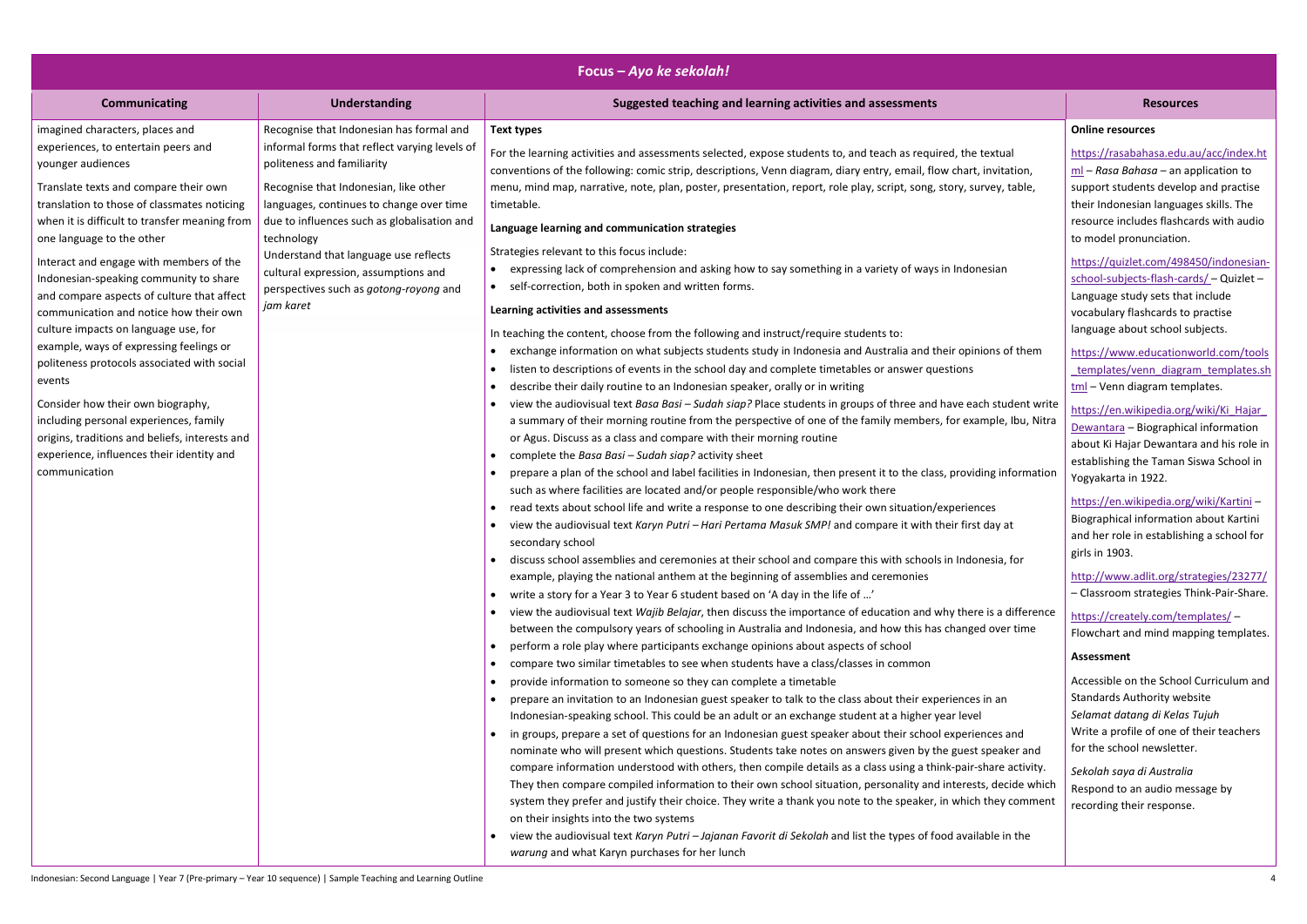## Focus – *Ayo ke sekolah!*

| Communicating | Understanding | Suggested teaching and learning activities and assessments | Resources |
|---|---|---|---|
| imagined characters, places and experiences, to entertain peers and younger audiences<br><br>Translate texts and compare their own translation to those of classmates noticing when it is difficult to transfer meaning from one language to the other<br><br>Interact and engage with members of the Indonesian-speaking community to share and compare aspects of culture that affect communication and notice how their own culture impacts on language use, for example, ways of expressing feelings or politeness protocols associated with social events<br><br>Consider how their own biography, including personal experiences, family origins, traditions and beliefs, interests and experience, influences their identity and communication | Recognise that Indonesian has formal and informal forms that reflect varying levels of politeness and familiarity<br><br>Recognise that Indonesian, like other languages, continues to change over time due to influences such as globalisation and technology<br><br>Understand that language use reflects cultural expression, assumptions and perspectives such as *gotong-royong* and *jam karet* | **Text types**<br><br>For the learning activities and assessments selected, expose students to, and teach as required, the textual conventions of the following: comic strip, descriptions, Venn diagram, diary entry, email, flow chart, invitation, menu, mind map, narrative, note, plan, poster, presentation, report, role play, script, song, story, survey, table, timetable.<br><br>**Language learning and communication strategies**<br><br>Strategies relevant to this focus include:<br>• expressing lack of comprehension and asking how to say something in a variety of ways in Indonesian<br>• self-correction, both in spoken and written forms.<br><br>**Learning activities and assessments**<br><br>In teaching the content, choose from the following and instruct/require students to:<br>• exchange information on what subjects students study in Indonesia and Australia and their opinions of them<br>• listen to descriptions of events in the school day and complete timetables or answer questions<br>• describe their daily routine to an Indonesian speaker, orally or in writing<br>• view the audiovisual text *Basa Basi – Sudah siap?* Place students in groups of three and have each student write a summary of their morning routine from the perspective of one of the family members, for example, Ibu, Nitra or Agus. Discuss as a class and compare with their morning routine<br>• complete the *Basa Basi – Sudah siap?* activity sheet<br>• prepare a plan of the school and label facilities in Indonesian, then present it to the class, providing information such as where facilities are located and/or people responsible/who work there<br>• read texts about school life and write a response to one describing their own situation/experiences<br>• view the audiovisual text *Karyn Putri – Hari Pertama Masuk SMP!* and compare it with their first day at secondary school<br>• discuss school assemblies and ceremonies at their school and compare this with schools in Indonesia, for example, playing the national anthem at the beginning of assemblies and ceremonies<br>• write a story for a Year 3 to Year 6 student based on 'A day in the life of …'<br>• view the audiovisual text *Wajib Belajar*, then discuss the importance of education and why there is a difference between the compulsory years of schooling in Australia and Indonesia, and how this has changed over time<br>• perform a role play where participants exchange opinions about aspects of school<br>• compare two similar timetables to see when students have a class/classes in common<br>• provide information to someone so they can complete a timetable<br>• prepare an invitation to an Indonesian guest speaker to talk to the class about their experiences in an Indonesian-speaking school. This could be an adult or an exchange student at a higher year level<br>• in groups, prepare a set of questions for an Indonesian guest speaker about their school experiences and nominate who will present which questions. Students take notes on answers given by the guest speaker and compare information understood with others, then compile details as a class using a think-pair-share activity. They then compare compiled information to their own school situation, personality and interests, decide which system they prefer and justify their choice. They write a thank you note to the speaker, in which they comment on their insights into the two systems<br>• view the audiovisual text *Karyn Putri – Jajanan Favorit di Sekolah* and list the types of food available in the *warung* and what Karyn purchases for her lunch | **Online resources**<br><br>https://rasabahasa.edu.au/acc/index.html – *Rasa Bahasa* – an application to support students develop and practise their Indonesian languages skills. The resource includes flashcards with audio to model pronunciation.<br><br>https://quizlet.com/498450/indonesian-school-subjects-flash-cards/ – Quizlet – Language study sets that include vocabulary flashcards to practise language about school subjects.<br><br>https://www.educationworld.com/tools_templates/venn_diagram_templates.shtml – Venn diagram templates.<br><br>https://en.wikipedia.org/wiki/Ki_Hajar_Dewantara – Biographical information about Ki Hajar Dewantara and his role in establishing the Taman Siswa School in Yogyakarta in 1922.<br><br>https://en.wikipedia.org/wiki/Kartini – Biographical information about Kartini and her role in establishing a school for girls in 1903.<br><br>http://www.adlit.org/strategies/23277/ – Classroom strategies Think-Pair-Share.<br><br>https://creately.com/templates/ – Flowchart and mind mapping templates.<br><br>**Assessment**<br><br>Accessible on the School Curriculum and Standards Authority website<br>*Selamat datang di Kelas Tujuh*<br>Write a profile of one of their teachers for the school newsletter.<br><br>*Sekolah saya di Australia*<br>Respond to an audio message by recording their response. |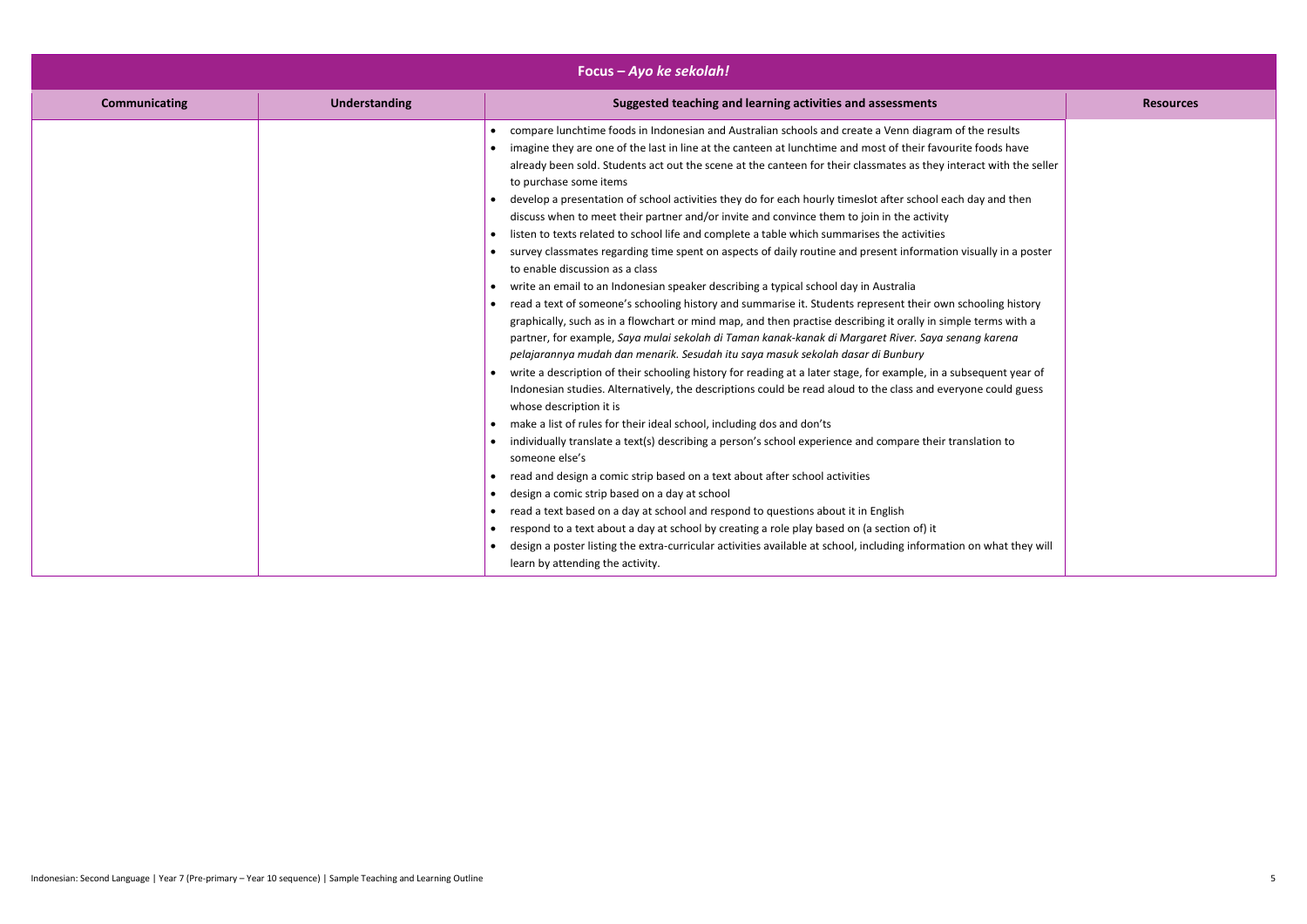| Focus – *Ayo ke sekolah!* | | | |
|---|---|---|---|
| **Communicating** | **Understanding** | **Suggested teaching and learning activities and assessments** | **Resources** |
| | | • compare lunchtime foods in Indonesian and Australian schools and create a Venn diagram of the results<br>• imagine they are one of the last in line at the canteen at lunchtime and most of their favourite foods have already been sold. Students act out the scene at the canteen for their classmates as they interact with the seller to purchase some items<br>• develop a presentation of school activities they do for each hourly timeslot after school each day and then discuss when to meet their partner and/or invite and convince them to join in the activity<br>• listen to texts related to school life and complete a table which summarises the activities<br>• survey classmates regarding time spent on aspects of daily routine and present information visually in a poster to enable discussion as a class<br>• write an email to an Indonesian speaker describing a typical school day in Australia<br>• read a text of someone's schooling history and summarise it. Students represent their own schooling history graphically, such as in a flowchart or mind map, and then practise describing it orally in simple terms with a partner, for example, *Saya mulai sekolah di Taman kanak-kanak di Margaret River. Saya senang karena pelajarannya mudah dan menarik. Sesudah itu saya masuk sekolah dasar di Bunbury*<br>• write a description of their schooling history for reading at a later stage, for example, in a subsequent year of Indonesian studies. Alternatively, the descriptions could be read aloud to the class and everyone could guess whose description it is<br>• make a list of rules for their ideal school, including dos and don'ts<br>• individually translate a text(s) describing a person's school experience and compare their translation to someone else's<br>• read and design a comic strip based on a text about after school activities<br>• design a comic strip based on a day at school<br>• read a text based on a day at school and respond to questions about it in English<br>• respond to a text about a day at school by creating a role play based on (a section of) it<br>• design a poster listing the extra-curricular activities available at school, including information on what they will learn by attending the activity. | |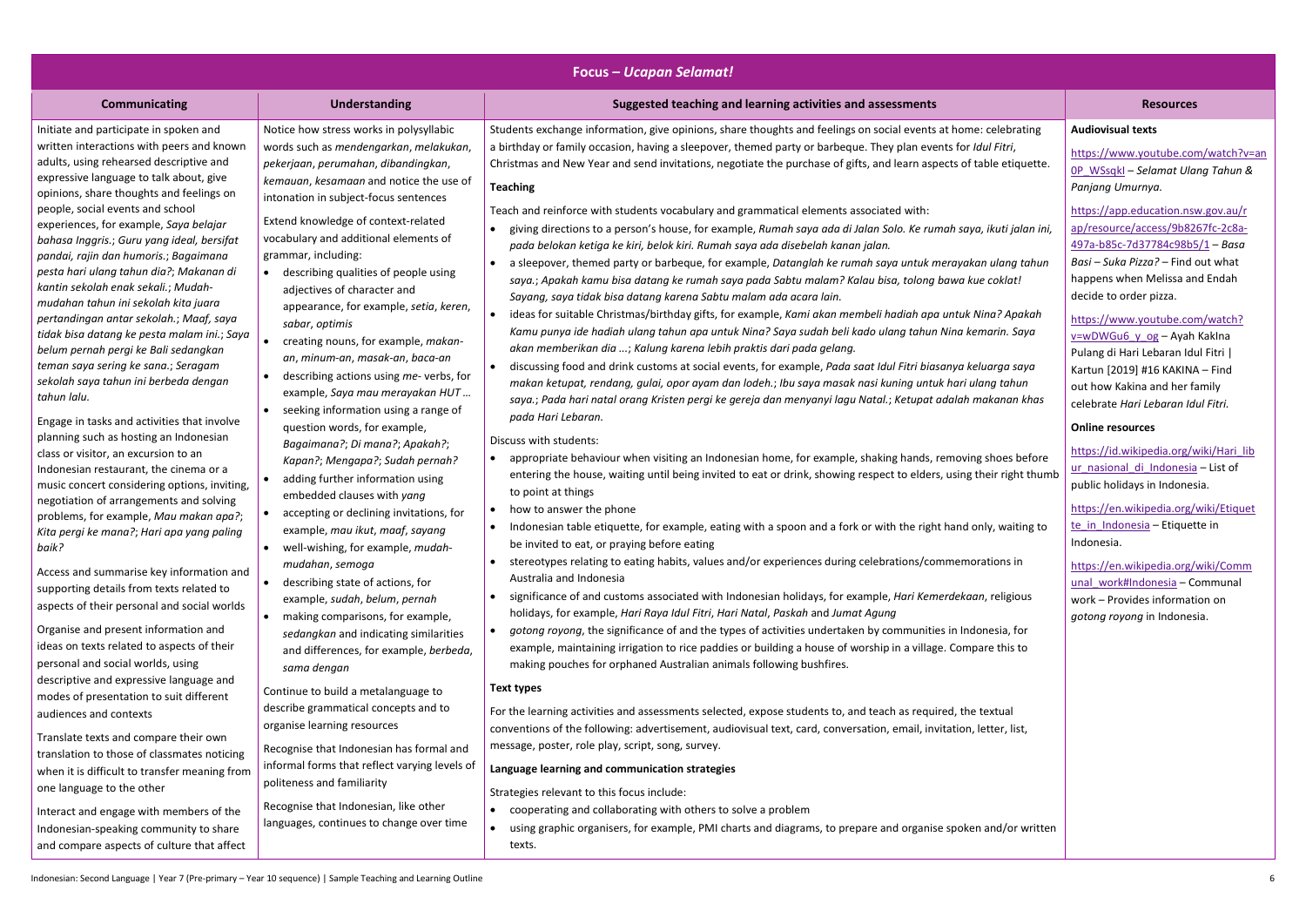# Focus – *Ucapan Selamat!*

| Communicating | Understanding | Suggested teaching and learning activities and assessments | Resources |
|---|---|---|---|
| Initiate and participate in spoken and written interactions with peers and known adults, using rehearsed descriptive and expressive language to talk about, give opinions, share thoughts and feelings on people, social events and school experiences, for example, *Saya belajar bahasa Inggris.*; *Guru yang ideal, bersifat pandai, rajin dan humoris.*; *Bagaimana pesta hari ulang tahun dia?*; *Makanan di kantin sekolah enak sekali.*; *Mudah-mudahan tahun ini sekolah kita juara pertandingan antar sekolah.*; *Maaf, saya tidak bisa datang ke pesta malam ini.*; *Saya belum pernah pergi ke Bali sedangkan teman saya sering ke sana.*; *Seragam sekolah saya tahun ini berbeda dengan tahun lalu.*<br><br>Engage in tasks and activities that involve planning such as hosting an Indonesian class or visitor, an excursion to an Indonesian restaurant, the cinema or a music concert considering options, inviting, negotiation of arrangements and solving problems, for example, *Mau makan apa?*; *Kita pergi ke mana?*; *Hari apa yang paling baik?*<br><br>Access and summarise key information and supporting details from texts related to aspects of their personal and social worlds<br><br>Organise and present information and ideas on texts related to aspects of their personal and social worlds, using descriptive and expressive language and modes of presentation to suit different audiences and contexts<br><br>Translate texts and compare their own translation to those of classmates noticing when it is difficult to transfer meaning from one language to the other<br><br>Interact and engage with members of the Indonesian-speaking community to share and compare aspects of culture that affect | Notice how stress works in polysyllabic words such as *mendengarkan*, *melakukan*, *pekerjaan*, *perumahan*, *dibandingkan*, *kemauan*, *kesamaan* and notice the use of intonation in subject-focus sentences<br><br>Extend knowledge of context-related vocabulary and additional elements of grammar, including:<br>• describing qualities of people using adjectives of character and appearance, for example, *setia*, *keren*, *sabar*, *optimis*<br>• creating nouns, for example, *makan-an*, *minum-an*, *masak-an*, *baca-an*<br>• describing actions using *me-* verbs, for example, *Saya mau merayakan HUT …*<br>• seeking information using a range of question words, for example, *Bagaimana?*; *Di mana?*; *Apakah?*; *Kapan?*; *Mengapa?*; *Sudah pernah?*<br>• adding further information using embedded clauses with *yang*<br>• accepting or declining invitations, for example, *mau ikut*, *maaf*, *sayang*<br>• well-wishing, for example, *mudah-mudahan*, *semoga*<br>• describing state of actions, for example, *sudah*, *belum*, *pernah*<br>• making comparisons, for example, *sedangkan* and indicating similarities and differences, for example, *berbeda*, *sama dengan*<br><br>Continue to build a metalanguage to describe grammatical concepts and to organise learning resources<br><br>Recognise that Indonesian has formal and informal forms that reflect varying levels of politeness and familiarity<br><br>Recognise that Indonesian, like other languages, continues to change over time | Students exchange information, give opinions, share thoughts and feelings on social events at home: celebrating a birthday or family occasion, having a sleepover, themed party or barbeque. They plan events for *Idul Fitri*, Christmas and New Year and send invitations, negotiate the purchase of gifts, and learn aspects of table etiquette.<br><br>**Teaching**<br><br>Teach and reinforce with students vocabulary and grammatical elements associated with:<br>• giving directions to a person's house, for example, *Rumah saya ada di Jalan Solo. Ke rumah saya, ikuti jalan ini, pada belokan ketiga ke kiri, belok kiri. Rumah saya ada disebelah kanan jalan.*<br>• a sleepover, themed party or barbeque, for example, *Datanglah ke rumah saya untuk merayakan ulang tahun saya.*; *Apakah kamu bisa datang ke rumah saya pada Sabtu malam? Kalau bisa, tolong bawa kue coklat! Sayang, saya tidak bisa datang karena Sabtu malam ada acara lain.*<br>• ideas for suitable Christmas/birthday gifts, for example, *Kami akan membeli hadiah apa untuk Nina? Apakah Kamu punya ide hadiah ulang tahun apa untuk Nina? Saya sudah beli kado ulang tahun Nina kemarin. Saya akan memberikan dia …*; *Kalung karena lebih praktis dari pada gelang.*<br>• discussing food and drink customs at social events, for example, *Pada saat Idul Fitri biasanya keluarga saya makan ketupat, rendang, gulai, opor ayam dan lodeh.*; *Ibu saya masak nasi kuning untuk hari ulang tahun saya.*; *Pada hari natal orang Kristen pergi ke gereja dan menyanyi lagu Natal.*; *Ketupat adalah makanan khas pada Hari Lebaran.*<br><br>Discuss with students:<br>• appropriate behaviour when visiting an Indonesian home, for example, shaking hands, removing shoes before entering the house, waiting until being invited to eat or drink, showing respect to elders, using their right thumb to point at things<br>• how to answer the phone<br>• Indonesian table etiquette, for example, eating with a spoon and a fork or with the right hand only, waiting to be invited to eat, or praying before eating<br>• stereotypes relating to eating habits, values and/or experiences during celebrations/commemorations in Australia and Indonesia<br>• significance of and customs associated with Indonesian holidays, for example, *Hari Kemerdekaan*, religious holidays, for example, *Hari Raya Idul Fitri*, *Hari Natal*, *Paskah* and *Jumat Agung*<br>• *gotong royong*, the significance of and the types of activities undertaken by communities in Indonesia, for example, maintaining irrigation to rice paddies or building a house of worship in a village. Compare this to making pouches for orphaned Australian animals following bushfires.<br><br>**Text types**<br><br>For the learning activities and assessments selected, expose students to, and teach as required, the textual conventions of the following: advertisement, audiovisual text, card, conversation, email, invitation, letter, list, message, poster, role play, script, song, survey.<br><br>**Language learning and communication strategies**<br><br>Strategies relevant to this focus include:<br>• cooperating and collaborating with others to solve a problem<br>• using graphic organisers, for example, PMI charts and diagrams, to prepare and organise spoken and/or written texts. | **Audiovisual texts**<br><br>https://www.youtube.com/watch?v=an0P_WSsqkI – *Selamat Ulang Tahun & Panjang Umurnya.*<br><br>https://app.education.nsw.gov.au/rap/resource/access/9b8267fc-2c8a-497a-b85c-7d37784c98b5/1 – *Basa Basi – Suka Pizza?* – Find out what happens when Melissa and Endah decide to order pizza.<br><br>https://www.youtube.com/watch?v=wDWGu6_y_og – Ayah Kakina Pulang di Hari Lebaran Idul Fitri \| Kartun [2019] #16 KAKINA – Find out how Kakina and her family celebrate *Hari Lebaran Idul Fitri.*<br><br>**Online resources**<br><br>https://id.wikipedia.org/wiki/Hari_libur_nasional_di_Indonesia – List of public holidays in Indonesia.<br><br>https://en.wikipedia.org/wiki/Etiquette_in_Indonesia – Etiquette in Indonesia.<br><br>https://en.wikipedia.org/wiki/Communal_work#Indonesia – Communal work – Provides information on *gotong royong* in Indonesia. |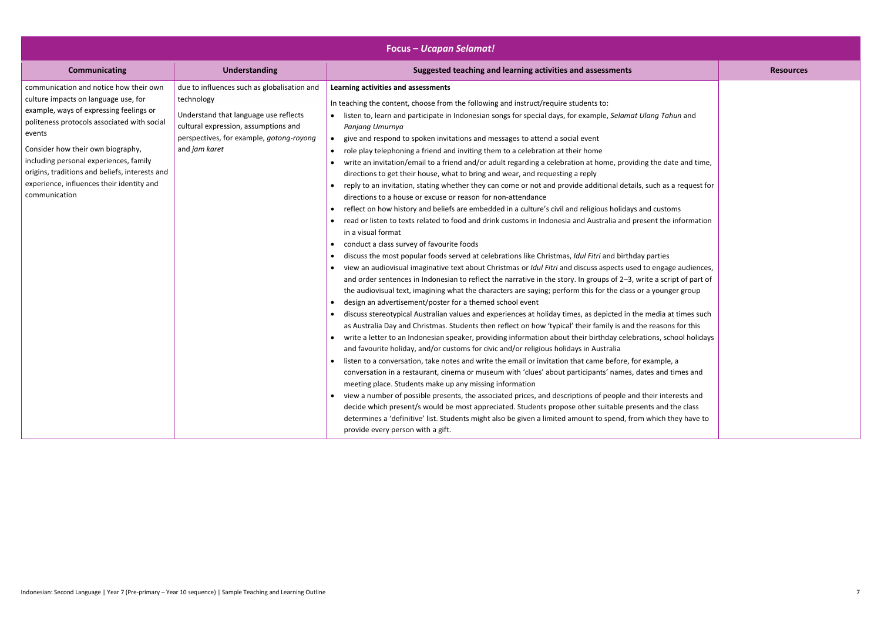| Focus – *Ucapan Selamat!* | | | |
|---|---|---|---|
| **Communicating** | **Understanding** | **Suggested teaching and learning activities and assessments** | **Resources** |
| communication and notice how their own culture impacts on language use, for example, ways of expressing feelings or politeness protocols associated with social events<br><br>Consider how their own biography, including personal experiences, family origins, traditions and beliefs, interests and experience, influences their identity and communication | due to influences such as globalisation and technology<br><br>Understand that language use reflects cultural expression, assumptions and perspectives, for example, *gotong-royong* and *jam karet* | **Learning activities and assessments**<br><br>In teaching the content, choose from the following and instruct/require students to:<br>• listen to, learn and participate in Indonesian songs for special days, for example, *Selamat Ulang Tahun* and *Panjang Umurnya*<br>• give and respond to spoken invitations and messages to attend a social event<br>• role play telephoning a friend and inviting them to a celebration at their home<br>• write an invitation/email to a friend and/or adult regarding a celebration at home, providing the date and time, directions to get their house, what to bring and wear, and requesting a reply<br>• reply to an invitation, stating whether they can come or not and provide additional details, such as a request for directions to a house or excuse or reason for non-attendance<br>• reflect on how history and beliefs are embedded in a culture's civil and religious holidays and customs<br>• read or listen to texts related to food and drink customs in Indonesia and Australia and present the information in a visual format<br>• conduct a class survey of favourite foods<br>• discuss the most popular foods served at celebrations like Christmas, *Idul Fitri* and birthday parties<br>• view an audiovisual imaginative text about Christmas or *Idul Fitri* and discuss aspects used to engage audiences, and order sentences in Indonesian to reflect the narrative in the story. In groups of 2–3, write a script of part of the audiovisual text, imagining what the characters are saying; perform this for the class or a younger group<br>• design an advertisement/poster for a themed school event<br>• discuss stereotypical Australian values and experiences at holiday times, as depicted in the media at times such as Australia Day and Christmas. Students then reflect on how 'typical' their family is and the reasons for this<br>• write a letter to an Indonesian speaker, providing information about their birthday celebrations, school holidays and favourite holiday, and/or customs for civic and/or religious holidays in Australia<br>• listen to a conversation, take notes and write the email or invitation that came before, for example, a conversation in a restaurant, cinema or museum with 'clues' about participants' names, dates and times and meeting place. Students make up any missing information<br>• view a number of possible presents, the associated prices, and descriptions of people and their interests and decide which present/s would be most appreciated. Students propose other suitable presents and the class determines a 'definitive' list. Students might also be given a limited amount to spend, from which they have to provide every person with a gift. | |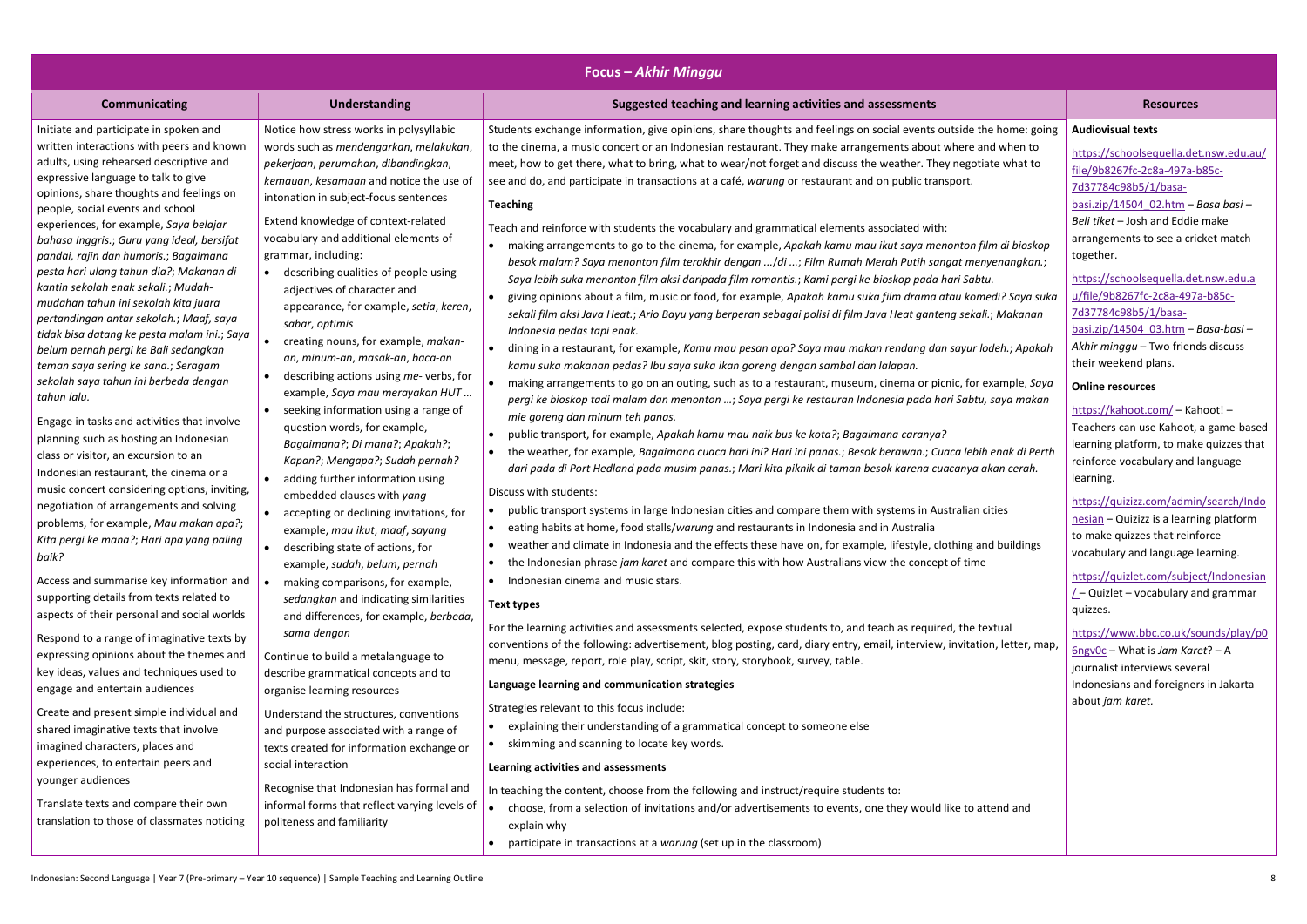## Focus – *Akhir Minggu*

| Communicating | Understanding | Suggested teaching and learning activities and assessments | Resources |
|---|---|---|---|
| Initiate and participate in spoken and written interactions with peers and known adults, using rehearsed descriptive and expressive language to talk to give opinions, share thoughts and feelings on people, social events and school experiences, for example, *Saya belajar bahasa Inggris.*; *Guru yang ideal, bersifat pandai, rajin dan humoris.*; *Bagaimana pesta hari ulang tahun dia?*; *Makanan di kantin sekolah enak sekali.*; *Mudah-mudahan tahun ini sekolah kita juara pertandingan antar sekolah.*; *Maaf, saya tidak bisa datang ke pesta malam ini.*; *Saya belum pernah pergi ke Bali sedangkan teman saya sering ke sana.*; *Seragam sekolah saya tahun ini berbeda dengan tahun lalu.*<br><br>Engage in tasks and activities that involve planning such as hosting an Indonesian class or visitor, an excursion to an Indonesian restaurant, the cinema or a music concert considering options, inviting, negotiation of arrangements and solving problems, for example, *Mau makan apa?*; *Kita pergi ke mana?*; *Hari apa yang paling baik?*<br><br>Access and summarise key information and supporting details from texts related to aspects of their personal and social worlds<br><br>Respond to a range of imaginative texts by expressing opinions about the themes and key ideas, values and techniques used to engage and entertain audiences<br><br>Create and present simple individual and shared imaginative texts that involve imagined characters, places and experiences, to entertain peers and younger audiences<br><br>Translate texts and compare their own translation to those of classmates noticing | Notice how stress works in polysyllabic words such as *mendengarkan*, *melakukan*, *pekerjaan*, *perumahan*, *dibandingkan*, *kemauan*, *kesamaan* and notice the use of intonation in subject-focus sentences<br><br>Extend knowledge of context-related vocabulary and additional elements of grammar, including:<br>• describing qualities of people using adjectives of character and appearance, for example, *setia*, *keren*, *sabar*, *optimis*<br>• creating nouns, for example, *makan-an*, *minum-an*, *masak-an*, *baca-an*<br>• describing actions using *me-* verbs, for example, *Saya mau merayakan HUT …*<br>• seeking information using a range of question words, for example, *Bagaimana?*; *Di mana?*; *Apakah?*; *Kapan?*; *Mengapa?*; *Sudah pernah?*<br>• adding further information using embedded clauses with *yang*<br>• accepting or declining invitations, for example, *mau ikut*, *maaf*, *sayang*<br>• describing state of actions, for example, *sudah*, *belum*, *pernah*<br>• making comparisons, for example, *sedangkan* and indicating similarities and differences, for example, *berbeda*, *sama dengan*<br><br>Continue to build a metalanguage to describe grammatical concepts and to organise learning resources<br><br>Understand the structures, conventions and purpose associated with a range of texts created for information exchange or social interaction<br><br>Recognise that Indonesian has formal and informal forms that reflect varying levels of politeness and familiarity | Students exchange information, give opinions, share thoughts and feelings on social events outside the home: going to the cinema, a music concert or an Indonesian restaurant. They make arrangements about where and when to meet, how to get there, what to bring, what to wear/not forget and discuss the weather. They negotiate what to see and do, and participate in transactions at a café, *warung* or restaurant and on public transport.<br><br>**Teaching**<br><br>Teach and reinforce with students the vocabulary and grammatical elements associated with:<br>• making arrangements to go to the cinema, for example, *Apakah kamu mau ikut saya menonton film di bioskop besok malam? Saya menonton film terakhir dengan .../di ...*; *Film Rumah Merah Putih sangat menyenangkan.*; *Saya lebih suka menonton film aksi daripada film romantis.*; *Kami pergi ke bioskop pada hari Sabtu.*<br>• giving opinions about a film, music or food, for example, *Apakah kamu suka film drama atau komedi? Saya suka sekali film aksi Java Heat.*; *Ario Bayu yang berperan sebagai polisi di film Java Heat ganteng sekali.*; *Makanan Indonesia pedas tapi enak.*<br>• dining in a restaurant, for example, *Kamu mau pesan apa? Saya mau makan rendang dan sayur lodeh.*; *Apakah kamu suka makanan pedas? Ibu saya suka ikan goreng dengan sambal dan lalapan.*<br>• making arrangements to go on an outing, such as to a restaurant, museum, cinema or picnic, for example, *Saya pergi ke bioskop tadi malam dan menonton ...*; *Saya pergi ke restauran Indonesia pada hari Sabtu, saya makan mie goreng dan minum teh panas.*<br>• public transport, for example, *Apakah kamu mau naik bus ke kota?*; *Bagaimana caranya?*<br>• the weather, for example, *Bagaimana cuaca hari ini? Hari ini panas.*; *Besok berawan.*; *Cuaca lebih enak di Perth dari pada di Port Hedland pada musim panas.*; *Mari kita piknik di taman besok karena cuacanya akan cerah.*<br><br>Discuss with students:<br>• public transport systems in large Indonesian cities and compare them with systems in Australian cities<br>• eating habits at home, food stalls/*warung* and restaurants in Indonesia and in Australia<br>• weather and climate in Indonesia and the effects these have on, for example, lifestyle, clothing and buildings<br>• the Indonesian phrase *jam karet* and compare this with how Australians view the concept of time<br>• Indonesian cinema and music stars.<br><br>**Text types**<br><br>For the learning activities and assessments selected, expose students to, and teach as required, the textual conventions of the following: advertisement, blog posting, card, diary entry, email, interview, invitation, letter, map, menu, message, report, role play, script, skit, story, storybook, survey, table.<br><br>**Language learning and communication strategies**<br><br>Strategies relevant to this focus include:<br>• explaining their understanding of a grammatical concept to someone else<br>• skimming and scanning to locate key words.<br><br>**Learning activities and assessments**<br><br>In teaching the content, choose from the following and instruct/require students to:<br>• choose, from a selection of invitations and/or advertisements to events, one they would like to attend and explain why<br>• participate in transactions at a *warung* (set up in the classroom) | **Audiovisual texts**<br><br>https://schoolsequella.det.nsw.edu.au/file/9b8267fc-2c8a-497a-b85c-7d37784c98b5/1/basa-basi.zip/14504_02.htm – *Basa basi* – *Beli tiket* – Josh and Eddie make arrangements to see a cricket match together.<br><br>https://schoolsequella.det.nsw.edu.au/file/9b8267fc-2c8a-497a-b85c-7d37784c98b5/1/basa-basi.zip/14504_03.htm – *Basa-basi* – *Akhir minggu* – Two friends discuss their weekend plans.<br><br>**Online resources**<br><br>https://kahoot.com/ – Kahoot! – Teachers can use Kahoot, a game-based learning platform, to make quizzes that reinforce vocabulary and language learning.<br><br>https://quizizz.com/admin/search/Indonesian – Quizizz is a learning platform to make quizzes that reinforce vocabulary and language learning.<br><br>https://quizlet.com/subject/Indonesian/ – Quizlet – vocabulary and grammar quizzes.<br><br>https://www.bbc.co.uk/sounds/play/p06ngv0c – What is *Jam Karet*? – A journalist interviews several Indonesians and foreigners in Jakarta about *jam karet.* |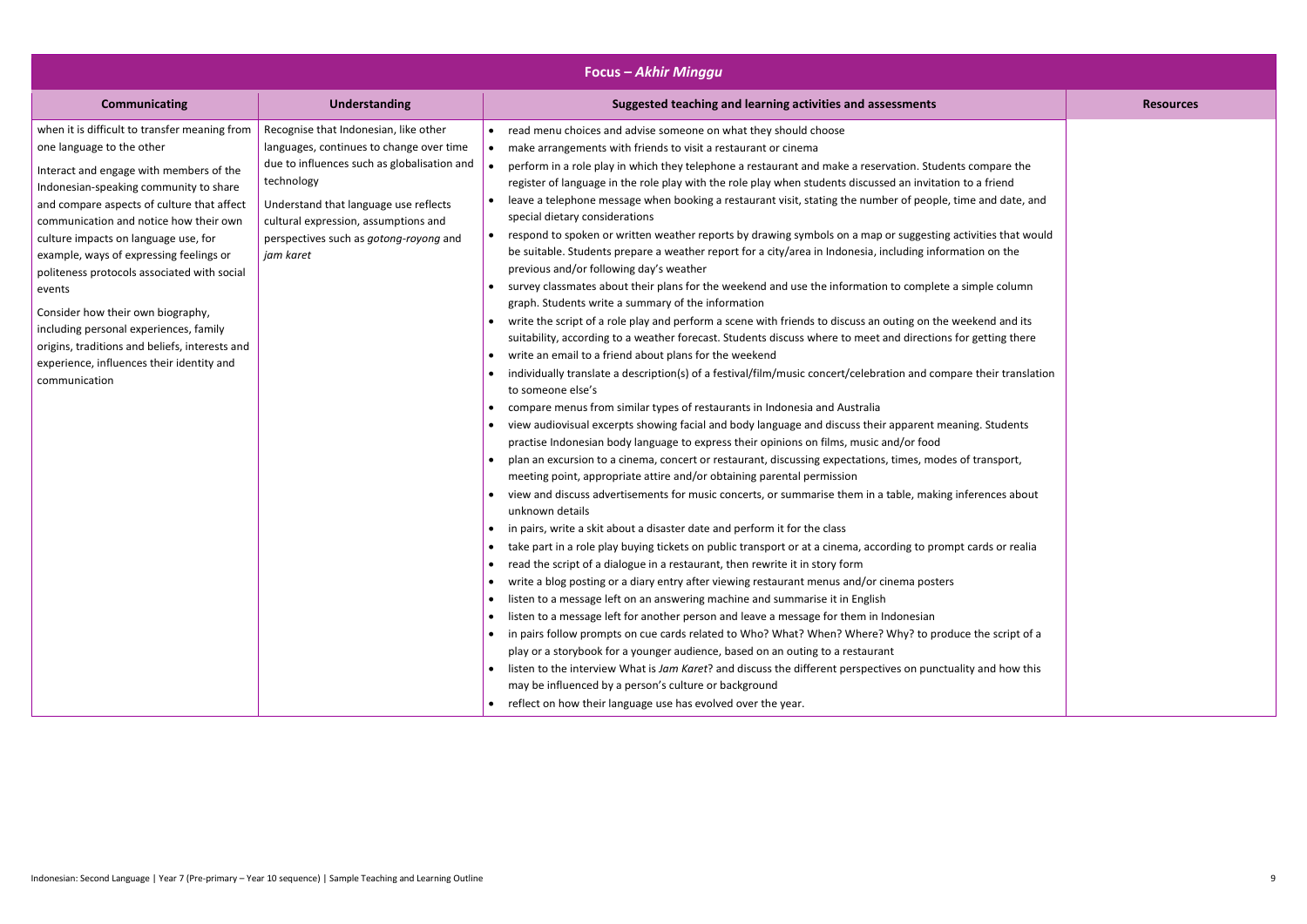| Focus – *Akhir Minggu* | | | |
|---|---|---|---|
| **Communicating** | **Understanding** | **Suggested teaching and learning activities and assessments** | **Resources** |
| when it is difficult to transfer meaning from one language to the other<br><br>Interact and engage with members of the Indonesian-speaking community to share and compare aspects of culture that affect communication and notice how their own culture impacts on language use, for example, ways of expressing feelings or politeness protocols associated with social events<br><br>Consider how their own biography, including personal experiences, family origins, traditions and beliefs, interests and experience, influences their identity and communication | Recognise that Indonesian, like other languages, continues to change over time due to influences such as globalisation and technology<br><br>Understand that language use reflects cultural expression, assumptions and perspectives such as *gotong-royong* and *jam karet* | • read menu choices and advise someone on what they should choose<br>• make arrangements with friends to visit a restaurant or cinema<br>• perform in a role play in which they telephone a restaurant and make a reservation. Students compare the register of language in the role play with the role play when students discussed an invitation to a friend<br>• leave a telephone message when booking a restaurant visit, stating the number of people, time and date, and special dietary considerations<br>• respond to spoken or written weather reports by drawing symbols on a map or suggesting activities that would be suitable. Students prepare a weather report for a city/area in Indonesia, including information on the previous and/or following day's weather<br>• survey classmates about their plans for the weekend and use the information to complete a simple column graph. Students write a summary of the information<br>• write the script of a role play and perform a scene with friends to discuss an outing on the weekend and its suitability, according to a weather forecast. Students discuss where to meet and directions for getting there<br>• write an email to a friend about plans for the weekend<br>• individually translate a description(s) of a festival/film/music concert/celebration and compare their translation to someone else's<br>• compare menus from similar types of restaurants in Indonesia and Australia<br>• view audiovisual excerpts showing facial and body language and discuss their apparent meaning. Students practise Indonesian body language to express their opinions on films, music and/or food<br>• plan an excursion to a cinema, concert or restaurant, discussing expectations, times, modes of transport, meeting point, appropriate attire and/or obtaining parental permission<br>• view and discuss advertisements for music concerts, or summarise them in a table, making inferences about unknown details<br>• in pairs, write a skit about a disaster date and perform it for the class<br>• take part in a role play buying tickets on public transport or at a cinema, according to prompt cards or realia<br>• read the script of a dialogue in a restaurant, then rewrite it in story form<br>• write a blog posting or a diary entry after viewing restaurant menus and/or cinema posters<br>• listen to a message left on an answering machine and summarise it in English<br>• listen to a message left for another person and leave a message for them in Indonesian<br>• in pairs follow prompts on cue cards related to Who? What? When? Where? Why? to produce the script of a play or a storybook for a younger audience, based on an outing to a restaurant<br>• listen to the interview What is *Jam Karet*? and discuss the different perspectives on punctuality and how this may be influenced by a person's culture or background<br>• reflect on how their language use has evolved over the year. | |